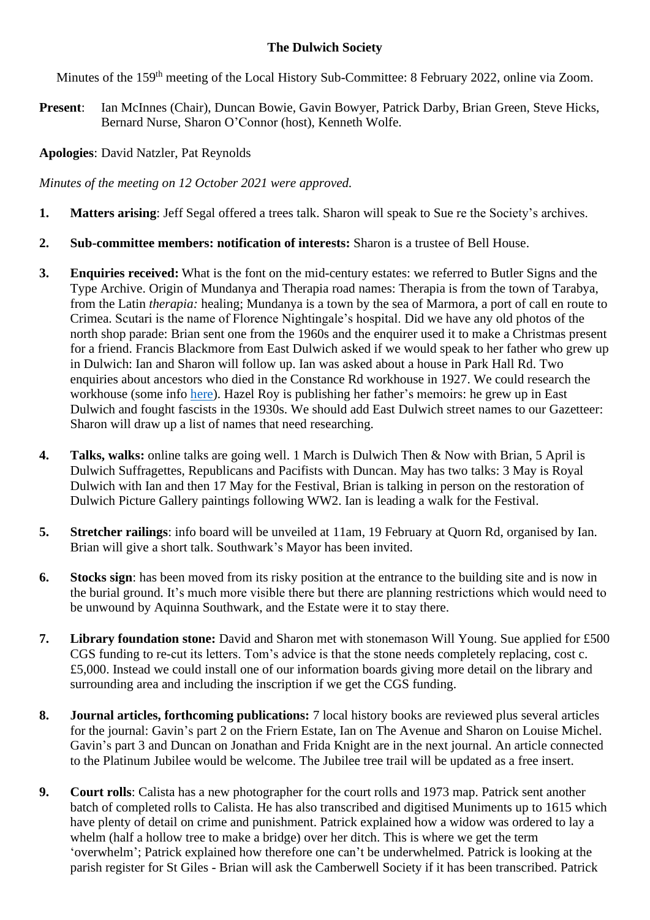**The Dulwich Society**

Minutes of the 159th meeting of the Local History Sub-Committee: 8 February 2022, online via Zoom.

**Present**: Ian McInnes (Chair), Duncan Bowie, Gavin Bowyer, Patrick Darby, Brian Green, Steve Hicks, Bernard Nurse, Sharon O'Connor (host), Kenneth Wolfe.

**Apologies**: David Natzler, Pat Reynolds

*Minutes of the meeting on 12 October 2021 were approved.*

1. **Matters arising**: Jeff Segal offered a trees talk. Sharon will speak to Sue re the Society's archives.

2. **Sub-committee members: notification of interests:** Sharon is a trustee of Bell House.

3. **Enquiries received:** What is the font on the mid-century estates: we referred to Butler Signs and the Type Archive. Origin of Mundanya and Therapia road names: Therapia is from the town of Tarabya, from the Latin *therapia:* healing; Mundanya is a town by the sea of Marmora, a port of call en route to Crimea. Scutari is the name of Florence Nightingale's hospital. Did we have any old photos of the north shop parade: Brian sent one from the 1960s and the enquirer used it to make a Christmas present for a friend. Francis Blackmore from East Dulwich asked if we would speak to her father who grew up in Dulwich: Ian and Sharon will follow up. Ian was asked about a house in Park Hall Rd. Two enquiries about ancestors who died in the Constance Rd workhouse in 1927. We could research the workhouse (some info here). Hazel Roy is publishing her father's memoirs: he grew up in East Dulwich and fought fascists in the 1930s. We should add East Dulwich street names to our Gazetteer: Sharon will draw up a list of names that need researching.

4. **Talks, walks:** online talks are going well. 1 March is Dulwich Then & Now with Brian, 5 April is Dulwich Suffragettes, Republicans and Pacifists with Duncan. May has two talks: 3 May is Royal Dulwich with Ian and then 17 May for the Festival, Brian is talking in person on the restoration of Dulwich Picture Gallery paintings following WW2. Ian is leading a walk for the Festival.

5. **Stretcher railings**: info board will be unveiled at 11am, 19 February at Quorn Rd, organised by Ian. Brian will give a short talk. Southwark's Mayor has been invited.

6. **Stocks sign**: has been moved from its risky position at the entrance to the building site and is now in the burial ground. It's much more visible there but there are planning restrictions which would need to be unwound by Aquinna Southwark, and the Estate were it to stay there.

7. **Library foundation stone:** David and Sharon met with stonemason Will Young. Sue applied for £500 CGS funding to re-cut its letters. Tom's advice is that the stone needs completely replacing, cost c. £5,000. Instead we could install one of our information boards giving more detail on the library and surrounding area and including the inscription if we get the CGS funding.

8. **Journal articles, forthcoming publications:** 7 local history books are reviewed plus several articles for the journal: Gavin's part 2 on the Friern Estate, Ian on The Avenue and Sharon on Louise Michel. Gavin's part 3 and Duncan on Jonathan and Frida Knight are in the next journal. An article connected to the Platinum Jubilee would be welcome. The Jubilee tree trail will be updated as a free insert.

9. **Court rolls**: Calista has a new photographer for the court rolls and 1973 map. Patrick sent another batch of completed rolls to Calista. He has also transcribed and digitised Muniments up to 1615 which have plenty of detail on crime and punishment. Patrick explained how a widow was ordered to lay a whelm (half a hollow tree to make a bridge) over her ditch. This is where we get the term 'overwhelm'; Patrick explained how therefore one can't be underwhelmed. Patrick is looking at the parish register for St Giles - Brian will ask the Camberwell Society if it has been transcribed. Patrick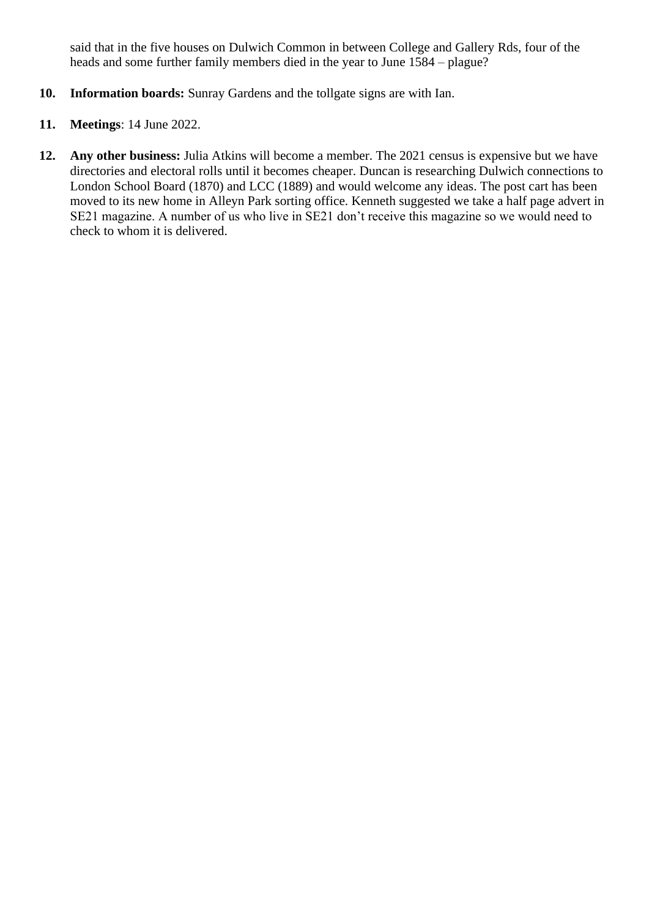said that in the five houses on Dulwich Common in between College and Gallery Rds, four of the heads and some further family members died in the year to June 1584 – plague?

10. **Information boards:** Sunray Gardens and the tollgate signs are with Ian.

11. **Meetings**: 14 June 2022.

12. **Any other business:** Julia Atkins will become a member. The 2021 census is expensive but we have directories and electoral rolls until it becomes cheaper. Duncan is researching Dulwich connections to London School Board (1870) and LCC (1889) and would welcome any ideas. The post cart has been moved to its new home in Alleyn Park sorting office. Kenneth suggested we take a half page advert in SE21 magazine. A number of us who live in SE21 don't receive this magazine so we would need to check to whom it is delivered.